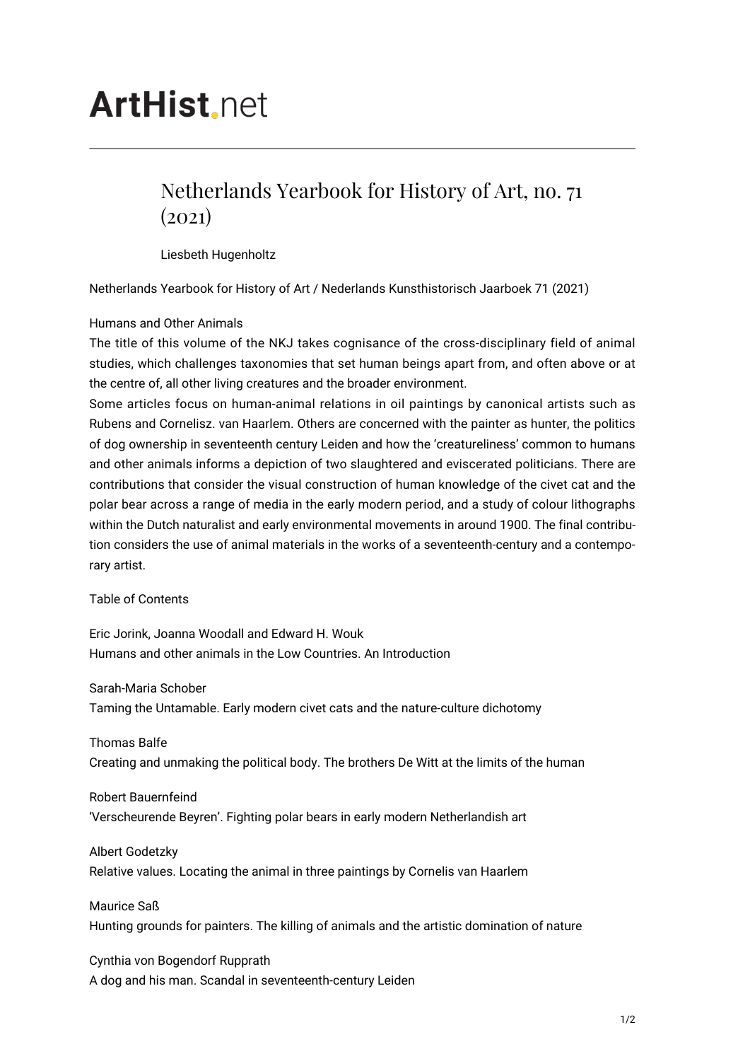ArtHist.net

# Netherlands Yearbook for History of Art, no. 71 (2021)

Liesbeth Hugenholtz

Netherlands Yearbook for History of Art / Nederlands Kunsthistorisch Jaarboek 71 (2021)

Humans and Other Animals

The title of this volume of the NKJ takes cognisance of the cross-disciplinary field of animal studies, which challenges taxonomies that set human beings apart from, and often above or at the centre of, all other living creatures and the broader environment.

Some articles focus on human-animal relations in oil paintings by canonical artists such as Rubens and Cornelisz. van Haarlem. Others are concerned with the painter as hunter, the politics of dog ownership in seventeenth century Leiden and how the 'creatureliness' common to humans and other animals informs a depiction of two slaughtered and eviscerated politicians. There are contributions that consider the visual construction of human knowledge of the civet cat and the polar bear across a range of media in the early modern period, and a study of colour lithographs within the Dutch naturalist and early environmental movements in around 1900. The final contribution considers the use of animal materials in the works of a seventeenth-century and a contemporary artist.

Table of Contents

Eric Jorink, Joanna Woodall and Edward H. Wouk
Humans and other animals in the Low Countries. An Introduction

Sarah-Maria Schober
Taming the Untamable. Early modern civet cats and the nature-culture dichotomy

Thomas Balfe
Creating and unmaking the political body. The brothers De Witt at the limits of the human

Robert Bauernfeind
'Verscheurende Beyren'. Fighting polar bears in early modern Netherlandish art

Albert Godetzky
Relative values. Locating the animal in three paintings by Cornelis van Haarlem

Maurice Saß
Hunting grounds for painters. The killing of animals and the artistic domination of nature

Cynthia von Bogendorf Rupprath
A dog and his man. Scandal in seventeenth-century Leiden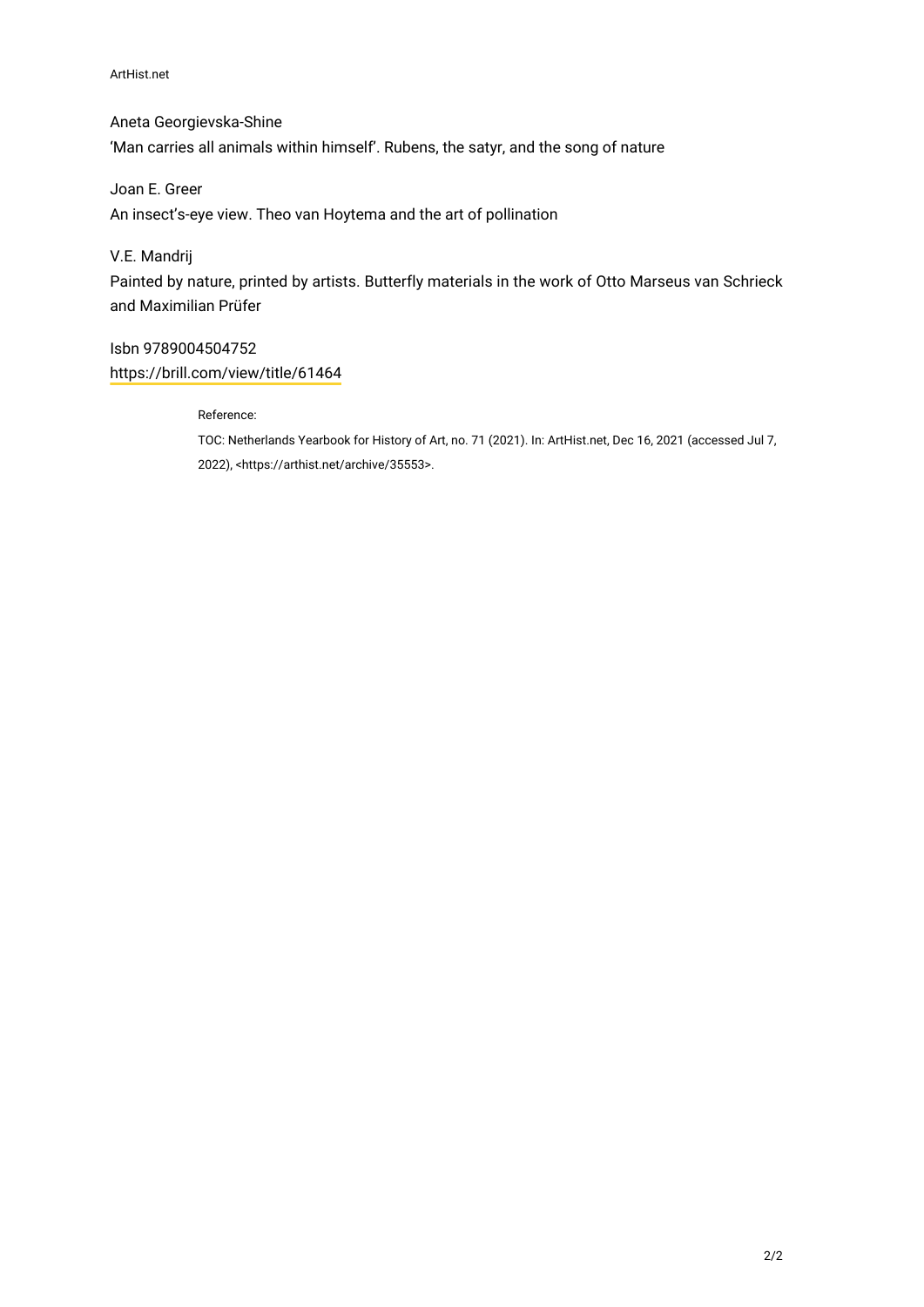Aneta Georgievska-Shine
'Man carries all animals within himself'. Rubens, the satyr, and the song of nature

Joan E. Greer
An insect's-eye view. Theo van Hoytema and the art of pollination

V.E. Mandrij
Painted by nature, printed by artists. Butterfly materials in the work of Otto Marseus van Schrieck and Maximilian Prüfer

Isbn 9789004504752
https://brill.com/view/title/61464

Reference:

TOC: Netherlands Yearbook for History of Art, no. 71 (2021). In: ArtHist.net, Dec 16, 2021 (accessed Jul 7, 2022), <https://arthist.net/archive/35553>.